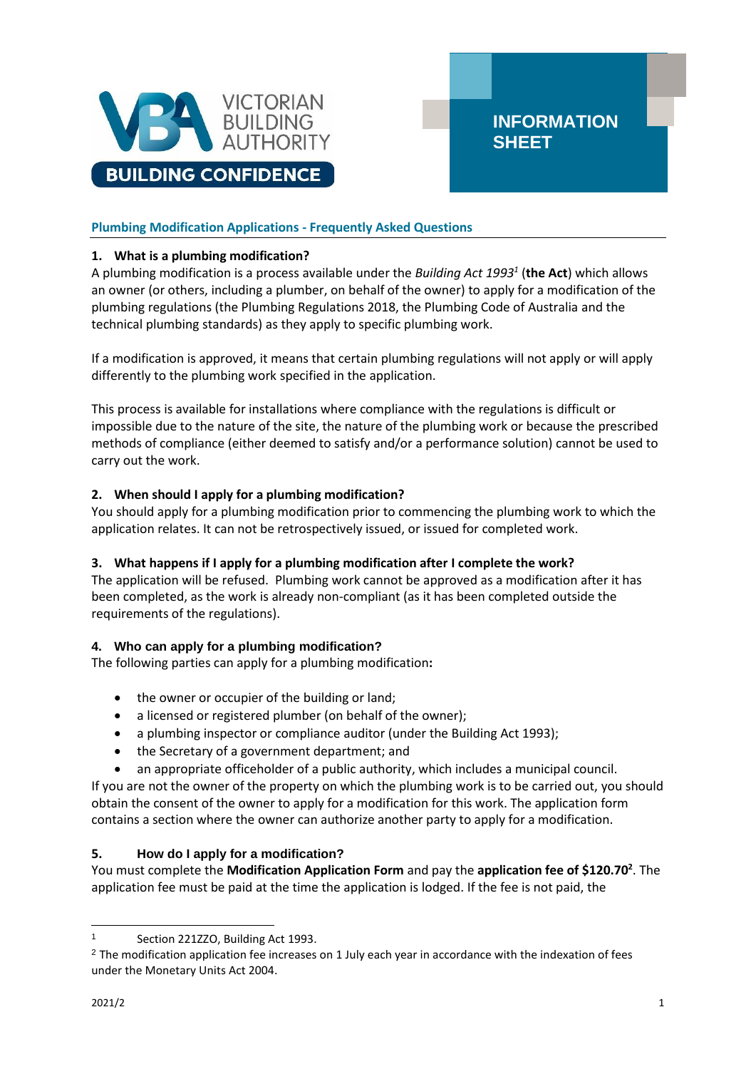VICTORIAN BUILDING AUTHORITY

BUILDING CONFIDENCE

INFORMATION SHEET

## Plumbing Modification Applications - Frequently Asked Questions

### 1. What is a plumbing modification?

A plumbing modification is a process available under the *Building Act 1993*[1] (**the Act**) which allows an owner (or others, including a plumber, on behalf of the owner) to apply for a modification of the plumbing regulations (the Plumbing Regulations 2018, the Plumbing Code of Australia and the technical plumbing standards) as they apply to specific plumbing work.

If a modification is approved, it means that certain plumbing regulations will not apply or will apply differently to the plumbing work specified in the application.

This process is available for installations where compliance with the regulations is difficult or impossible due to the nature of the site, the nature of the plumbing work or because the prescribed methods of compliance (either deemed to satisfy and/or a performance solution) cannot be used to carry out the work.

### 2. When should I apply for a plumbing modification?

You should apply for a plumbing modification prior to commencing the plumbing work to which the application relates. It can not be retrospectively issued, or issued for completed work.

### 3. What happens if I apply for a plumbing modification after I complete the work?

The application will be refused. Plumbing work cannot be approved as a modification after it has been completed, as the work is already non-compliant (as it has been completed outside the requirements of the regulations).

### 4. Who can apply for a plumbing modification?

The following parties can apply for a plumbing modification**:**

- the owner or occupier of the building or land;
- a licensed or registered plumber (on behalf of the owner);
- a plumbing inspector or compliance auditor (under the Building Act 1993);
- the Secretary of a government department; and
- an appropriate officeholder of a public authority, which includes a municipal council.

If you are not the owner of the property on which the plumbing work is to be carried out, you should obtain the consent of the owner to apply for a modification for this work. The application form contains a section where the owner can authorize another party to apply for a modification.

### 5. How do I apply for a modification?

You must complete the **Modification Application Form** and pay the **application fee of $120.70[2]**. The application fee must be paid at the time the application is lodged. If the fee is not paid, the

---

[1] Section 221ZZO, Building Act 1993.

[2] The modification application fee increases on 1 July each year in accordance with the indexation of fees under the Monetary Units Act 2004.

2021/2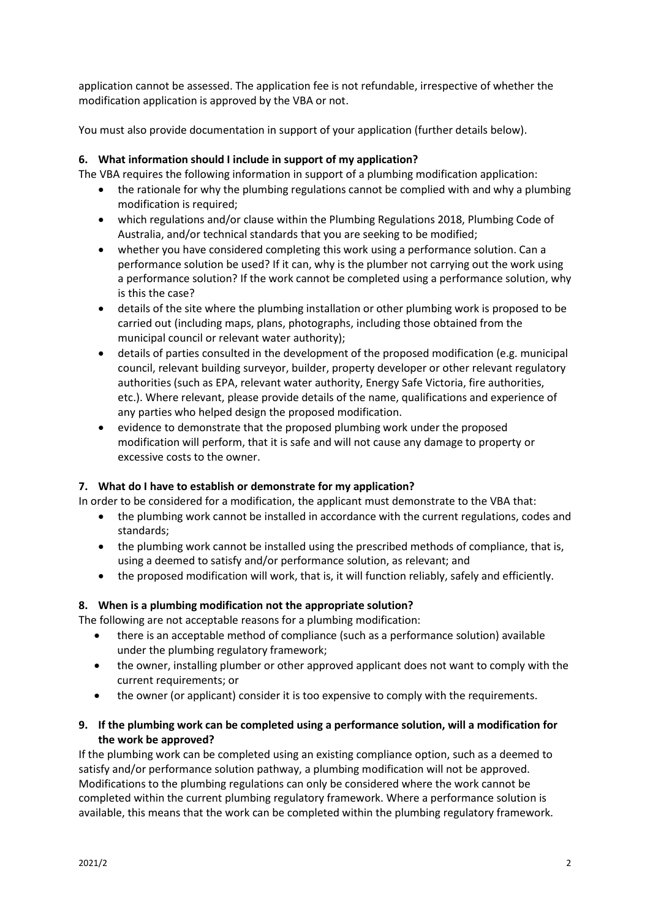application cannot be assessed. The application fee is not refundable, irrespective of whether the modification application is approved by the VBA or not.

You must also provide documentation in support of your application (further details below).

### 6. What information should I include in support of my application?

The VBA requires the following information in support of a plumbing modification application:

- the rationale for why the plumbing regulations cannot be complied with and why a plumbing modification is required;
- which regulations and/or clause within the Plumbing Regulations 2018, Plumbing Code of Australia, and/or technical standards that you are seeking to be modified;
- whether you have considered completing this work using a performance solution. Can a performance solution be used? If it can, why is the plumber not carrying out the work using a performance solution? If the work cannot be completed using a performance solution, why is this the case?
- details of the site where the plumbing installation or other plumbing work is proposed to be carried out (including maps, plans, photographs, including those obtained from the municipal council or relevant water authority);
- details of parties consulted in the development of the proposed modification (e.g. municipal council, relevant building surveyor, builder, property developer or other relevant regulatory authorities (such as EPA, relevant water authority, Energy Safe Victoria, fire authorities, etc.). Where relevant, please provide details of the name, qualifications and experience of any parties who helped design the proposed modification.
- evidence to demonstrate that the proposed plumbing work under the proposed modification will perform, that it is safe and will not cause any damage to property or excessive costs to the owner.

### 7. What do I have to establish or demonstrate for my application?

In order to be considered for a modification, the applicant must demonstrate to the VBA that:

- the plumbing work cannot be installed in accordance with the current regulations, codes and standards;
- the plumbing work cannot be installed using the prescribed methods of compliance, that is, using a deemed to satisfy and/or performance solution, as relevant; and
- the proposed modification will work, that is, it will function reliably, safely and efficiently.

### 8. When is a plumbing modification not the appropriate solution?

The following are not acceptable reasons for a plumbing modification:

- there is an acceptable method of compliance (such as a performance solution) available under the plumbing regulatory framework;
- the owner, installing plumber or other approved applicant does not want to comply with the current requirements; or
- the owner (or applicant) consider it is too expensive to comply with the requirements.

### 9. If the plumbing work can be completed using a performance solution, will a modification for the work be approved?

If the plumbing work can be completed using an existing compliance option, such as a deemed to satisfy and/or performance solution pathway, a plumbing modification will not be approved. Modifications to the plumbing regulations can only be considered where the work cannot be completed within the current plumbing regulatory framework. Where a performance solution is available, this means that the work can be completed within the plumbing regulatory framework.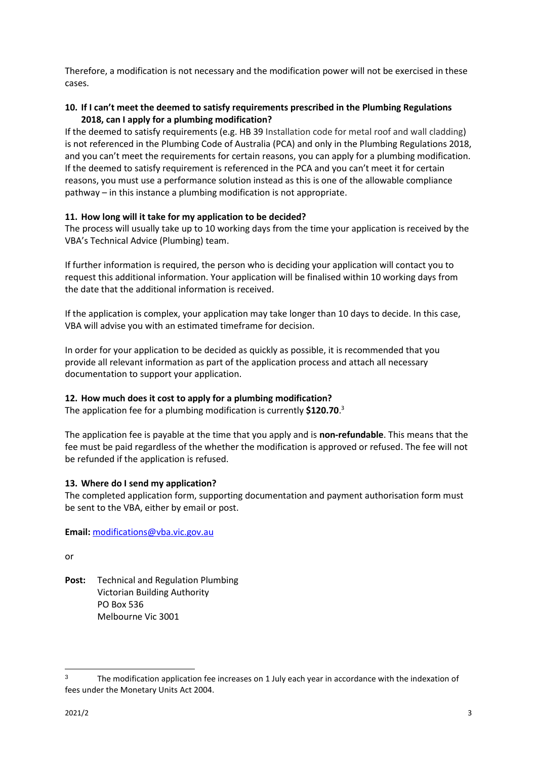Therefore, a modification is not necessary and the modification power will not be exercised in these cases.

### 10. If I can't meet the deemed to satisfy requirements prescribed in the Plumbing Regulations 2018, can I apply for a plumbing modification?

If the deemed to satisfy requirements (e.g. HB 39 Installation code for metal roof and wall cladding) is not referenced in the Plumbing Code of Australia (PCA) and only in the Plumbing Regulations 2018, and you can't meet the requirements for certain reasons, you can apply for a plumbing modification. If the deemed to satisfy requirement is referenced in the PCA and you can't meet it for certain reasons, you must use a performance solution instead as this is one of the allowable compliance pathway – in this instance a plumbing modification is not appropriate.

### 11. How long will it take for my application to be decided?

The process will usually take up to 10 working days from the time your application is received by the VBA's Technical Advice (Plumbing) team.

If further information is required, the person who is deciding your application will contact you to request this additional information. Your application will be finalised within 10 working days from the date that the additional information is received.

If the application is complex, your application may take longer than 10 days to decide. In this case, VBA will advise you with an estimated timeframe for decision.

In order for your application to be decided as quickly as possible, it is recommended that you provide all relevant information as part of the application process and attach all necessary documentation to support your application.

### 12. How much does it cost to apply for a plumbing modification?

The application fee for a plumbing modification is currently **$120.70**.[3]

The application fee is payable at the time that you apply and is **non-refundable**. This means that the fee must be paid regardless of the whether the modification is approved or refused. The fee will not be refunded if the application is refused.

### 13. Where do I send my application?

The completed application form, supporting documentation and payment authorisation form must be sent to the VBA, either by email or post.

**Email:** modifications@vba.vic.gov.au

or

**Post:** Technical and Regulation Plumbing
Victorian Building Authority
PO Box 536
Melbourne Vic 3001

---

[3] The modification application fee increases on 1 July each year in accordance with the indexation of fees under the Monetary Units Act 2004.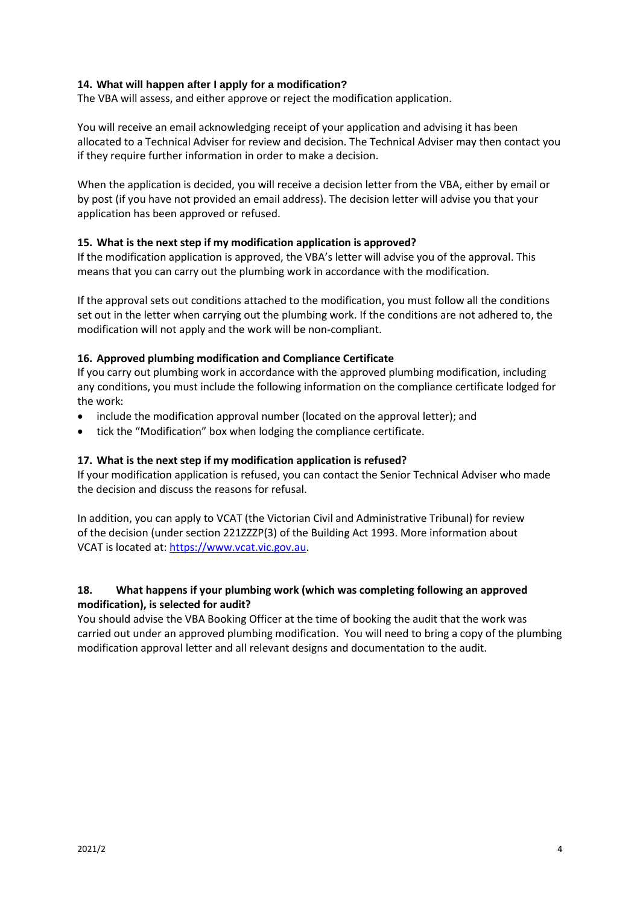### 14. What will happen after I apply for a modification?

The VBA will assess, and either approve or reject the modification application.

You will receive an email acknowledging receipt of your application and advising it has been allocated to a Technical Adviser for review and decision. The Technical Adviser may then contact you if they require further information in order to make a decision.

When the application is decided, you will receive a decision letter from the VBA, either by email or by post (if you have not provided an email address). The decision letter will advise you that your application has been approved or refused.

### 15. What is the next step if my modification application is approved?

If the modification application is approved, the VBA's letter will advise you of the approval. This means that you can carry out the plumbing work in accordance with the modification.

If the approval sets out conditions attached to the modification, you must follow all the conditions set out in the letter when carrying out the plumbing work. If the conditions are not adhered to, the modification will not apply and the work will be non-compliant.

### 16. Approved plumbing modification and Compliance Certificate

If you carry out plumbing work in accordance with the approved plumbing modification, including any conditions, you must include the following information on the compliance certificate lodged for the work:

- include the modification approval number (located on the approval letter); and
- tick the "Modification" box when lodging the compliance certificate.

### 17. What is the next step if my modification application is refused?

If your modification application is refused, you can contact the Senior Technical Adviser who made the decision and discuss the reasons for refusal.

In addition, you can apply to VCAT (the Victorian Civil and Administrative Tribunal) for review of the decision (under section 221ZZZP(3) of the Building Act 1993. More information about VCAT is located at: [https://www.vcat.vic.gov.au](https://www.vcat.vic.gov.au).

### 18. What happens if your plumbing work (which was completing following an approved modification), is selected for audit?

You should advise the VBA Booking Officer at the time of booking the audit that the work was carried out under an approved plumbing modification. You will need to bring a copy of the plumbing modification approval letter and all relevant designs and documentation to the audit.